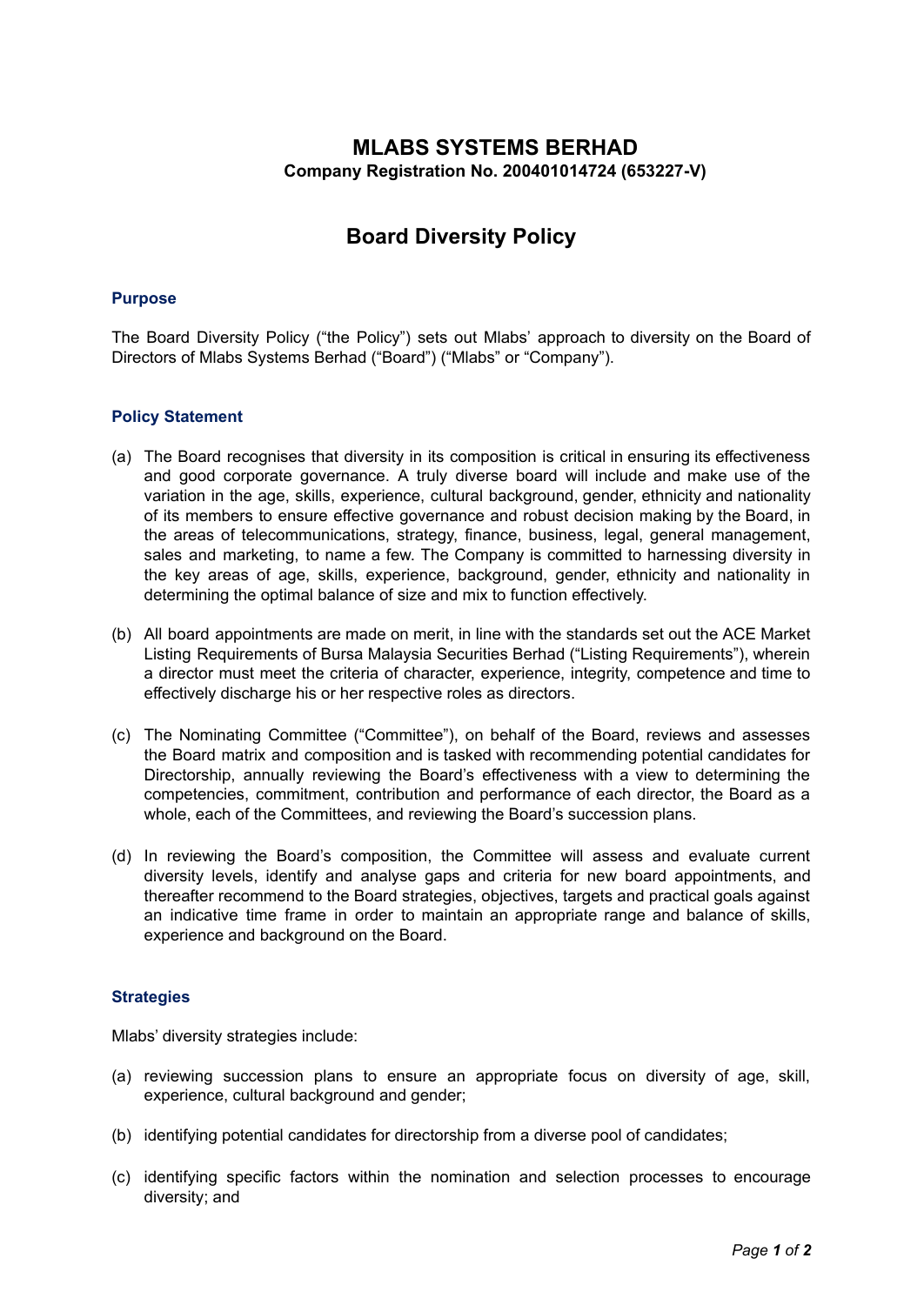# MLABS SYSTEMS BERHAD

**Company Registration No. 200401014724 (653227-V)**

## Board Diversity Policy

### Purpose

The Board Diversity Policy ("the Policy") sets out Mlabs' approach to diversity on the Board of Directors of Mlabs Systems Berhad ("Board") ("Mlabs" or "Company").

### Policy Statement

(a) The Board recognises that diversity in its composition is critical in ensuring its effectiveness and good corporate governance. A truly diverse board will include and make use of the variation in the age, skills, experience, cultural background, gender, ethnicity and nationality of its members to ensure effective governance and robust decision making by the Board, in the areas of telecommunications, strategy, finance, business, legal, general management, sales and marketing, to name a few. The Company is committed to harnessing diversity in the key areas of age, skills, experience, background, gender, ethnicity and nationality in determining the optimal balance of size and mix to function effectively.

(b) All board appointments are made on merit, in line with the standards set out the ACE Market Listing Requirements of Bursa Malaysia Securities Berhad ("Listing Requirements"), wherein a director must meet the criteria of character, experience, integrity, competence and time to effectively discharge his or her respective roles as directors.

(c) The Nominating Committee ("Committee"), on behalf of the Board, reviews and assesses the Board matrix and composition and is tasked with recommending potential candidates for Directorship, annually reviewing the Board's effectiveness with a view to determining the competencies, commitment, contribution and performance of each director, the Board as a whole, each of the Committees, and reviewing the Board's succession plans.

(d) In reviewing the Board's composition, the Committee will assess and evaluate current diversity levels, identify and analyse gaps and criteria for new board appointments, and thereafter recommend to the Board strategies, objectives, targets and practical goals against an indicative time frame in order to maintain an appropriate range and balance of skills, experience and background on the Board.

### Strategies

Mlabs' diversity strategies include:

(a) reviewing succession plans to ensure an appropriate focus on diversity of age, skill, experience, cultural background and gender;

(b) identifying potential candidates for directorship from a diverse pool of candidates;

(c) identifying specific factors within the nomination and selection processes to encourage diversity; and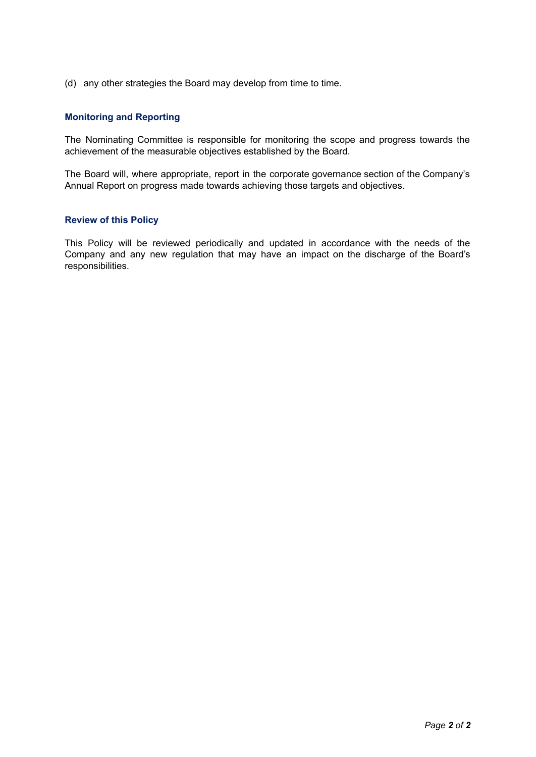(d) any other strategies the Board may develop from time to time.

### Monitoring and Reporting

The Nominating Committee is responsible for monitoring the scope and progress towards the achievement of the measurable objectives established by the Board.

The Board will, where appropriate, report in the corporate governance section of the Company's Annual Report on progress made towards achieving those targets and objectives.

### Review of this Policy

This Policy will be reviewed periodically and updated in accordance with the needs of the Company and any new regulation that may have an impact on the discharge of the Board's responsibilities.